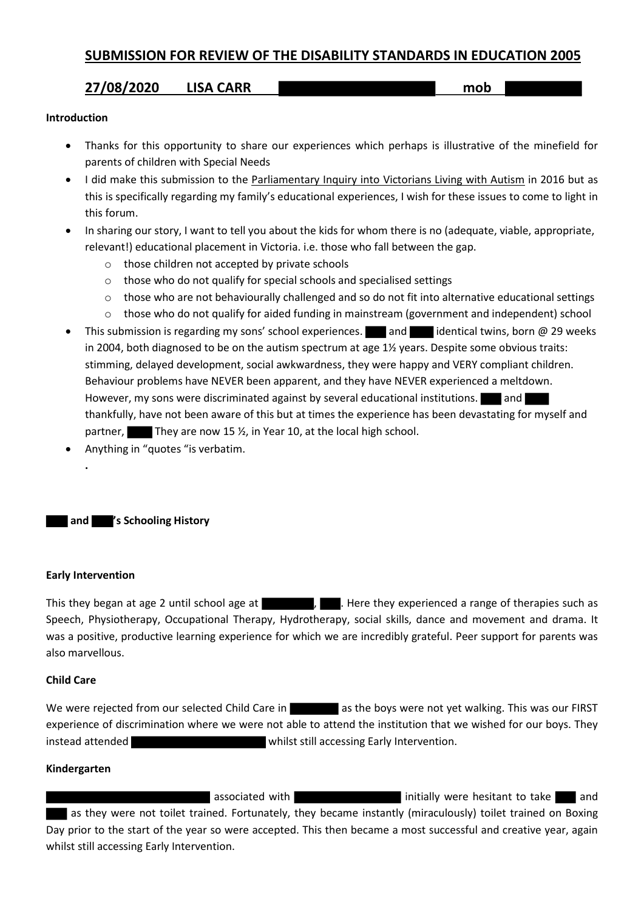# SUBMISSION FOR REVIEW OF THE DISABILITY STANDARDS IN EDUCATION 2005

## 27/08/2020 LISA CARR mob

**Introduction**

- Thanks for this opportunity to share our experiences which perhaps is illustrative of the minefield for parents of children with Special Needs
- I did make this submission to the Parliamentary Inquiry into Victorians Living with Autism in 2016 but as this is specifically regarding my family's educational experiences, I wish for these issues to come to light in this forum.
- In sharing our story, I want to tell you about the kids for whom there is no (adequate, viable, appropriate, relevant!) educational placement in Victoria. i.e. those who fall between the gap.
  - those children not accepted by private schools
  - those who do not qualify for special schools and specialised settings
  - those who are not behaviourally challenged and so do not fit into alternative educational settings
  - those who do not qualify for aided funding in mainstream (government and independent) school
- This submission is regarding my sons' school experiences. and identical twins, born @ 29 weeks in 2004, both diagnosed to be on the autism spectrum at age 1½ years. Despite some obvious traits: stimming, delayed development, social awkwardness, they were happy and VERY compliant children. Behaviour problems have NEVER been apparent, and they have NEVER experienced a meltdown. However, my sons were discriminated against by several educational institutions. and thankfully, have not been aware of this but at times the experience has been devastating for myself and partner, They are now 15 ½, in Year 10, at the local high school.
- Anything in "quotes "is verbatim.

**and 's Schooling History**

**Early Intervention**

This they began at age 2 until school age at , . Here they experienced a range of therapies such as Speech, Physiotherapy, Occupational Therapy, Hydrotherapy, social skills, dance and movement and drama. It was a positive, productive learning experience for which we are incredibly grateful. Peer support for parents was also marvellous.

**Child Care**

We were rejected from our selected Child Care in as the boys were not yet walking. This was our FIRST experience of discrimination where we were not able to attend the institution that we wished for our boys. They instead attended whilst still accessing Early Intervention.

**Kindergarten**

associated with initially were hesitant to take and as they were not toilet trained. Fortunately, they became instantly (miraculously) toilet trained on Boxing Day prior to the start of the year so were accepted. This then became a most successful and creative year, again whilst still accessing Early Intervention.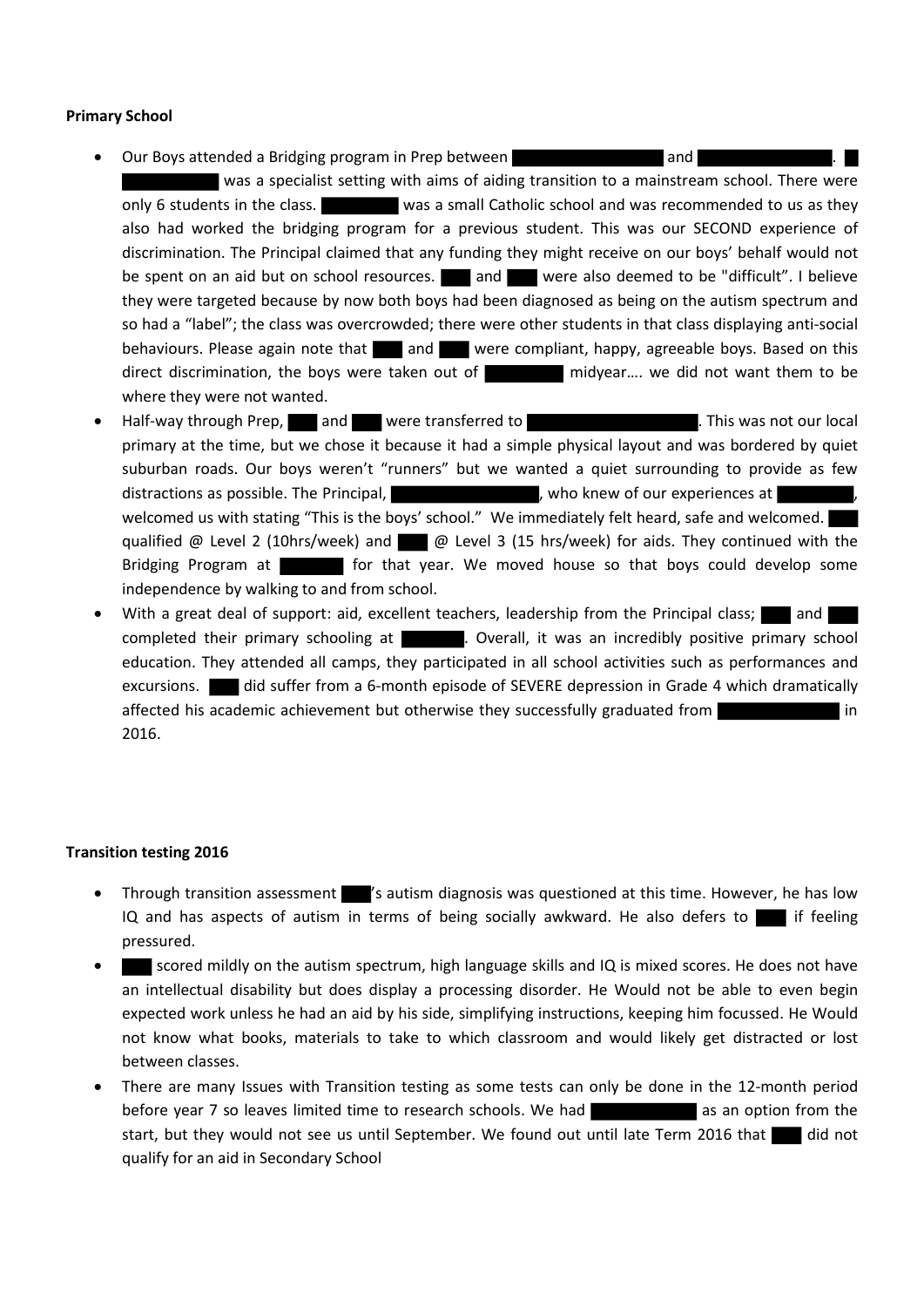**Primary School**

- Our Boys attended a Bridging program in Prep between [redacted] and [redacted]. [redacted] was a specialist setting with aims of aiding transition to a mainstream school. There were only 6 students in the class. [redacted] was a small Catholic school and was recommended to us as they also had worked the bridging program for a previous student. This was our SECOND experience of discrimination. The Principal claimed that any funding they might receive on our boys' behalf would not be spent on an aid but on school resources. [redacted] and [redacted] were also deemed to be "difficult". I believe they were targeted because by now both boys had been diagnosed as being on the autism spectrum and so had a "label"; the class was overcrowded; there were other students in that class displaying anti-social behaviours. Please again note that [redacted] and [redacted] were compliant, happy, agreeable boys. Based on this direct discrimination, the boys were taken out of [redacted] midyear…. we did not want them to be where they were not wanted.
- Half-way through Prep, [redacted] and [redacted] were transferred to [redacted]. This was not our local primary at the time, but we chose it because it had a simple physical layout and was bordered by quiet suburban roads. Our boys weren't "runners" but we wanted a quiet surrounding to provide as few distractions as possible. The Principal, [redacted], who knew of our experiences at [redacted], welcomed us with stating "This is the boys' school." We immediately felt heard, safe and welcomed. [redacted] qualified @ Level 2 (10hrs/week) and [redacted] @ Level 3 (15 hrs/week) for aids. They continued with the Bridging Program at [redacted] for that year. We moved house so that boys could develop some independence by walking to and from school.
- With a great deal of support: aid, excellent teachers, leadership from the Principal class; [redacted] and [redacted] completed their primary schooling at [redacted]. Overall, it was an incredibly positive primary school education. They attended all camps, they participated in all school activities such as performances and excursions. [redacted] did suffer from a 6-month episode of SEVERE depression in Grade 4 which dramatically affected his academic achievement but otherwise they successfully graduated from [redacted] in 2016.

**Transition testing 2016**

- Through transition assessment [redacted]'s autism diagnosis was questioned at this time. However, he has low IQ and has aspects of autism in terms of being socially awkward. He also defers to [redacted] if feeling pressured.
- [redacted] scored mildly on the autism spectrum, high language skills and IQ is mixed scores. He does not have an intellectual disability but does display a processing disorder. He Would not be able to even begin expected work unless he had an aid by his side, simplifying instructions, keeping him focussed. He Would not know what books, materials to take to which classroom and would likely get distracted or lost between classes.
- There are many Issues with Transition testing as some tests can only be done in the 12-month period before year 7 so leaves limited time to research schools. We had [redacted] as an option from the start, but they would not see us until September. We found out until late Term 2016 that [redacted] did not qualify for an aid in Secondary School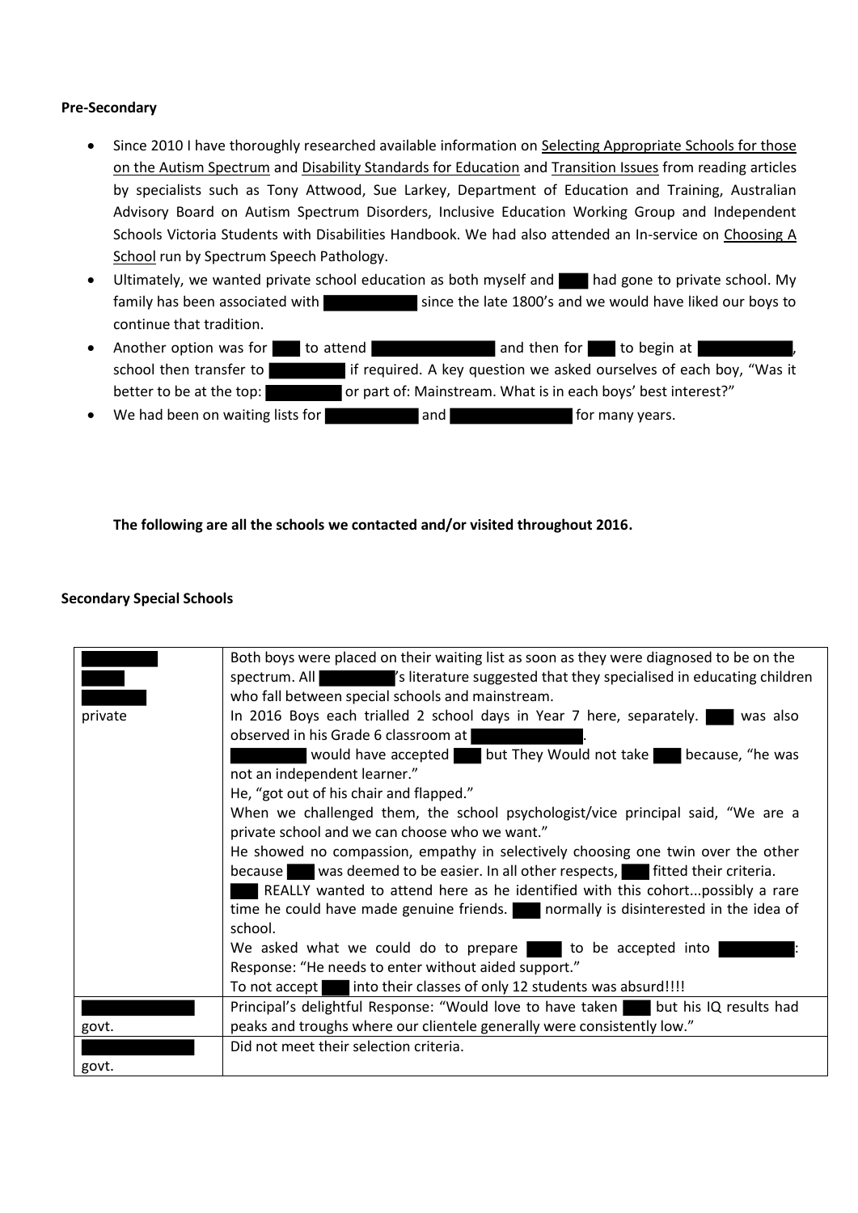**Pre-Secondary**

- Since 2010 I have thoroughly researched available information on Selecting Appropriate Schools for those on the Autism Spectrum and Disability Standards for Education and Transition Issues from reading articles by specialists such as Tony Attwood, Sue Larkey, Department of Education and Training, Australian Advisory Board on Autism Spectrum Disorders, Inclusive Education Working Group and Independent Schools Victoria Students with Disabilities Handbook. We had also attended an In-service on Choosing A School run by Spectrum Speech Pathology.
- Ultimately, we wanted private school education as both myself and ███ had gone to private school. My family has been associated with ██████████ since the late 1800's and we would have liked our boys to continue that tradition.
- Another option was for ███ to attend ██████████████ and then for ███ to begin at ██████████, school then transfer to ████████ if required. A key question we asked ourselves of each boy, "Was it better to be at the top: ████████ or part of: Mainstream. What is in each boys' best interest?"
- We had been on waiting lists for ██████████ and ██████████████ for many years.

**The following are all the schools we contacted and/or visited throughout 2016.**

**Secondary Special Schools**

| | |
|---|---|
| ████████<br>████<br>██████<br>private | Both boys were placed on their waiting list as soon as they were diagnosed to be on the spectrum. All ████████'s literature suggested that they specialised in educating children who fall between special schools and mainstream.<br>In 2016 Boys each trialled 2 school days in Year 7 here, separately. ███ was also observed in his Grade 6 classroom at ████████████.<br>████████ would have accepted ███ but They Would not take ███ because, "he was not an independent learner."<br>He, "got out of his chair and flapped."<br>When we challenged them, the school psychologist/vice principal said, "We are a private school and we can choose who we want."<br>He showed no compassion, empathy in selectively choosing one twin over the other because ███ was deemed to be easier. In all other respects, ███ fitted their criteria.<br>███ REALLY wanted to attend here as he identified with this cohort...possibly a rare time he could have made genuine friends. ███ normally is disinterested in the idea of school.<br>We asked what we could do to prepare ███ to be accepted into ████████:<br>Response: "He needs to enter without aided support."<br>To not accept ███ into their classes of only 12 students was absurd!!!! |
| ██████████<br>govt. | Principal's delightful Response: "Would love to have taken ███ but his IQ results had peaks and troughs where our clientele generally were consistently low." |
| ██████████<br>govt. | Did not meet their selection criteria. |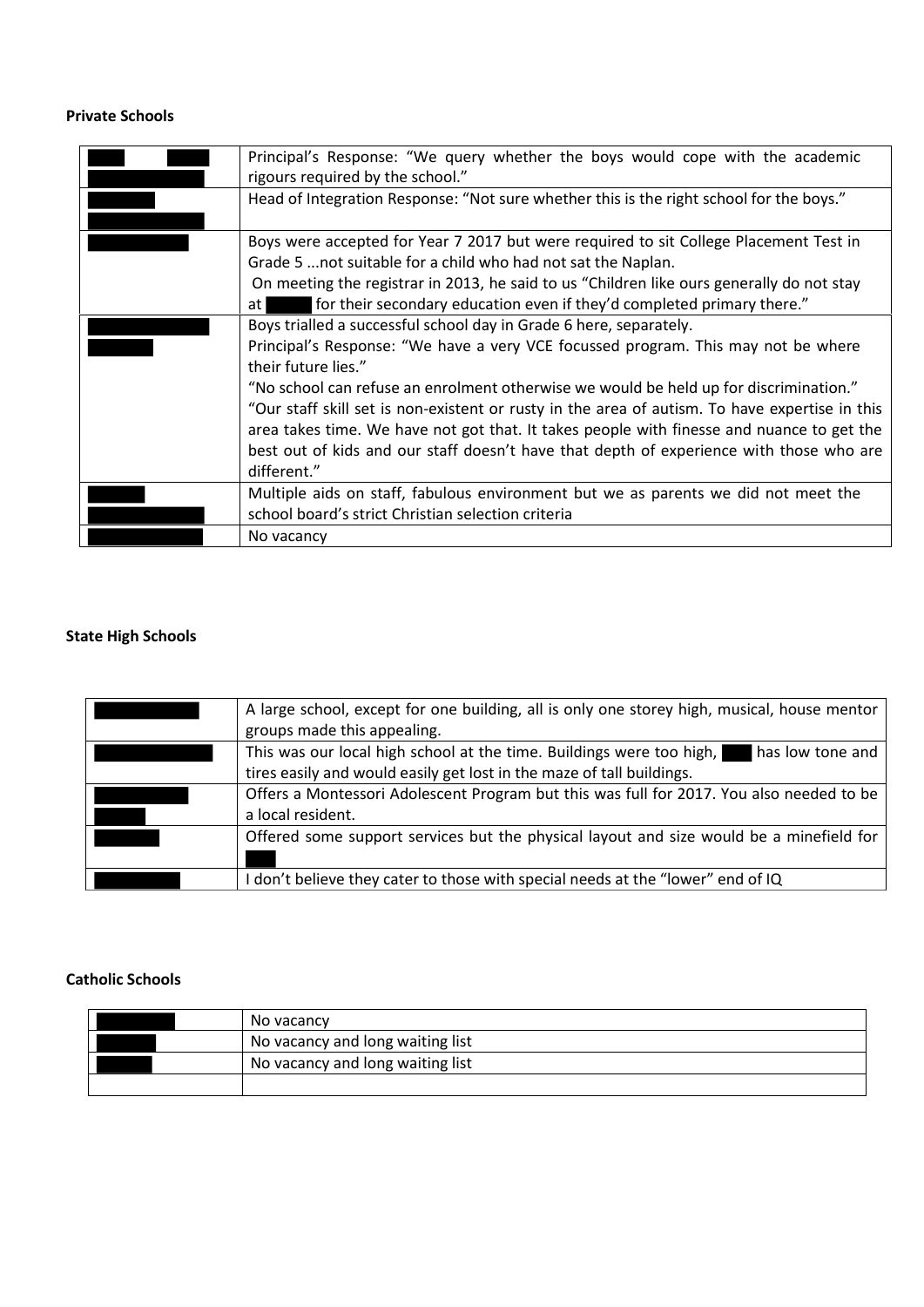**Private Schools**

| | |
|---|---|
| | Principal's Response: "We query whether the boys would cope with the academic rigours required by the school." |
| | Head of Integration Response: "Not sure whether this is the right school for the boys." |
| | Boys were accepted for Year 7 2017 but were required to sit College Placement Test in Grade 5 ...not suitable for a child who had not sat the Naplan.<br>On meeting the registrar in 2013, he said to us "Children like ours generally do not stay at for their secondary education even if they'd completed primary there." |
| | Boys trialled a successful school day in Grade 6 here, separately.<br>Principal's Response: "We have a very VCE focussed program. This may not be where their future lies."<br>"No school can refuse an enrolment otherwise we would be held up for discrimination."<br>"Our staff skill set is non-existent or rusty in the area of autism. To have expertise in this area takes time. We have not got that. It takes people with finesse and nuance to get the best out of kids and our staff doesn't have that depth of experience with those who are different." |
| | Multiple aids on staff, fabulous environment but we as parents we did not meet the school board's strict Christian selection criteria |
| | No vacancy |

**State High Schools**

| | |
|---|---|
| | A large school, except for one building, all is only one storey high, musical, house mentor groups made this appealing. |
| | This was our local high school at the time. Buildings were too high, has low tone and tires easily and would easily get lost in the maze of tall buildings. |
| | Offers a Montessori Adolescent Program but this was full for 2017. You also needed to be a local resident. |
| | Offered some support services but the physical layout and size would be a minefield for |
| | I don't believe they cater to those with special needs at the "lower" end of IQ |

**Catholic Schools**

| | |
|---|---|
| | No vacancy |
| | No vacancy and long waiting list |
| | No vacancy and long waiting list |
| | |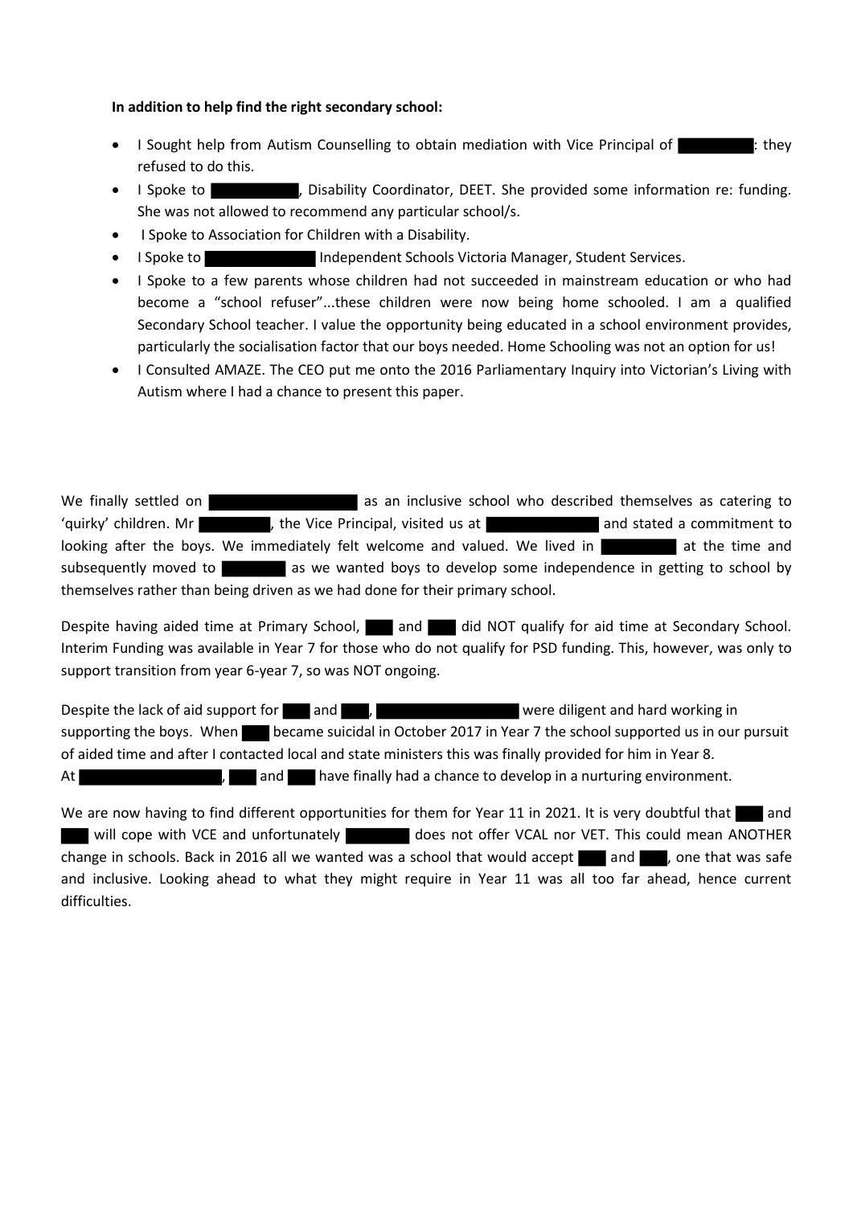**In addition to help find the right secondary school:**

- I Sought help from Autism Counselling to obtain mediation with Vice Principal of ██████: they refused to do this.
- I Spoke to ██████, Disability Coordinator, DEET. She provided some information re: funding. She was not allowed to recommend any particular school/s.
- I Spoke to Association for Children with a Disability.
- I Spoke to ██████ Independent Schools Victoria Manager, Student Services.
- I Spoke to a few parents whose children had not succeeded in mainstream education or who had become a "school refuser"...these children were now being home schooled. I am a qualified Secondary School teacher. I value the opportunity being educated in a school environment provides, particularly the socialisation factor that our boys needed. Home Schooling was not an option for us!
- I Consulted AMAZE. The CEO put me onto the 2016 Parliamentary Inquiry into Victorian's Living with Autism where I had a chance to present this paper.

We finally settled on ██████ as an inclusive school who described themselves as catering to 'quirky' children. Mr ██████, the Vice Principal, visited us at ██████ and stated a commitment to looking after the boys. We immediately felt welcome and valued. We lived in ██████ at the time and subsequently moved to ██████ as we wanted boys to develop some independence in getting to school by themselves rather than being driven as we had done for their primary school.

Despite having aided time at Primary School, ██ and ██ did NOT qualify for aid time at Secondary School. Interim Funding was available in Year 7 for those who do not qualify for PSD funding. This, however, was only to support transition from year 6-year 7, so was NOT ongoing.

Despite the lack of aid support for ██ and ██, ██████ were diligent and hard working in supporting the boys. When ██ became suicidal in October 2017 in Year 7 the school supported us in our pursuit of aided time and after I contacted local and state ministers this was finally provided for him in Year 8. At ██████, ██ and ██ have finally had a chance to develop in a nurturing environment.

We are now having to find different opportunities for them for Year 11 in 2021. It is very doubtful that ██ and ██ will cope with VCE and unfortunately ██████ does not offer VCAL nor VET. This could mean ANOTHER change in schools. Back in 2016 all we wanted was a school that would accept ██ and ██, one that was safe and inclusive. Looking ahead to what they might require in Year 11 was all too far ahead, hence current difficulties.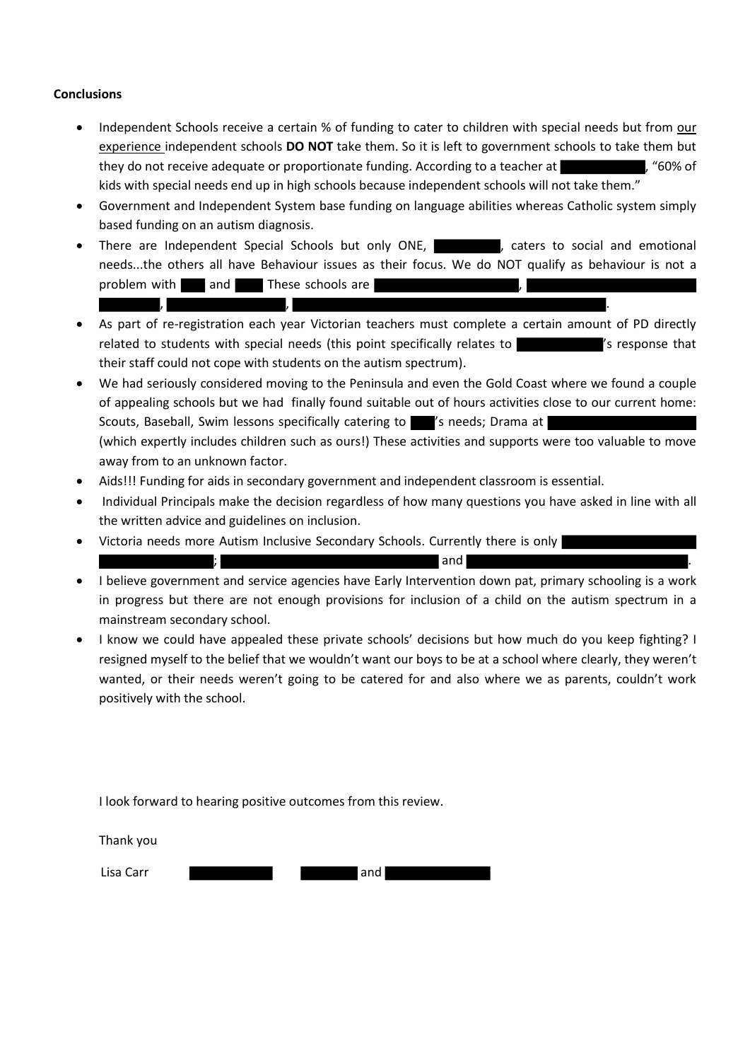**Conclusions**

- Independent Schools receive a certain % of funding to cater to children with special needs but from our experience independent schools **DO NOT** take them. So it is left to government schools to take them but they do not receive adequate or proportionate funding. According to a teacher at ██████, "60% of kids with special needs end up in high schools because independent schools will not take them."
- Government and Independent System base funding on language abilities whereas Catholic system simply based funding on an autism diagnosis.
- There are Independent Special Schools but only ONE, █████, caters to social and emotional needs...the others all have Behaviour issues as their focus. We do NOT qualify as behaviour is not a problem with ██ and ██ These schools are ██████████, ██████████, ████, ████████, ██████████████████.
- As part of re-registration each year Victorian teachers must complete a certain amount of PD directly related to students with special needs (this point specifically relates to ██████'s response that their staff could not cope with students on the autism spectrum).
- We had seriously considered moving to the Peninsula and even the Gold Coast where we found a couple of appealing schools but we had finally found suitable out of hours activities close to our current home: Scouts, Baseball, Swim lessons specifically catering to ██'s needs; Drama at ██████████ (which expertly includes children such as ours!) These activities and supports were too valuable to move away from to an unknown factor.
- Aids!!! Funding for aids in secondary government and independent classroom is essential.
- Individual Principals make the decision regardless of how many questions you have asked in line with all the written advice and guidelines on inclusion.
- Victoria needs more Autism Inclusive Secondary Schools. Currently there is only ██████████ ██████; ██████████████ and ██████████████.
- I believe government and service agencies have Early Intervention down pat, primary schooling is a work in progress but there are not enough provisions for inclusion of a child on the autism spectrum in a mainstream secondary school.
- I know we could have appealed these private schools' decisions but how much do you keep fighting? I resigned myself to the belief that we wouldn't want our boys to be at a school where clearly, they weren't wanted, or their needs weren't going to be catered for and also where we as parents, couldn't work positively with the school.

I look forward to hearing positive outcomes from this review.

Thank you

Lisa Carr ██████ ████ and ███████